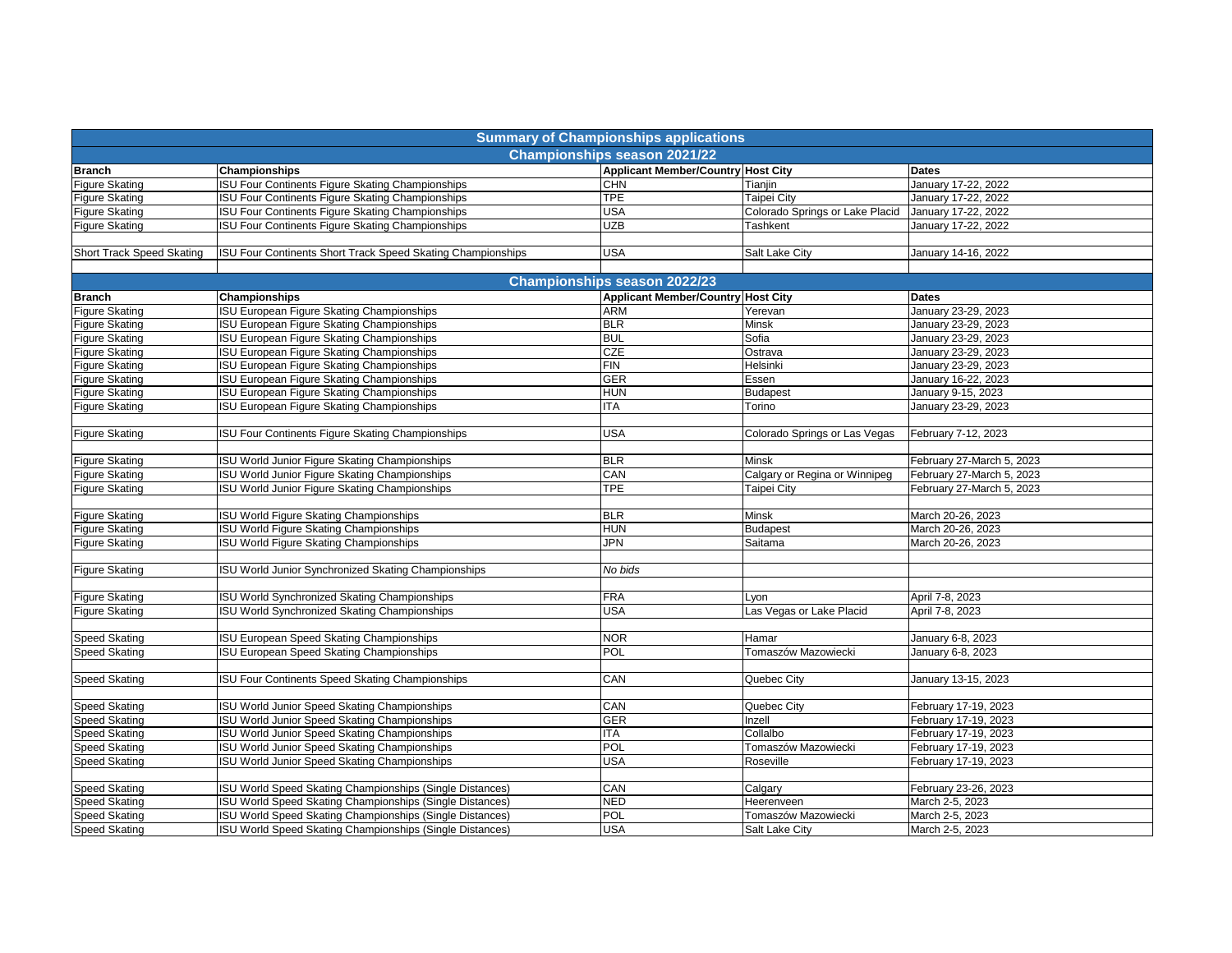# Summary of Championships applications

## Championships season 2021/22

| Branch | Championships | Applicant Member/Country | Host City | Dates |
|---|---|---|---|---|
| Figure Skating | ISU Four Continents Figure Skating Championships | CHN | Tianjin | January 17-22, 2022 |
| Figure Skating | ISU Four Continents Figure Skating Championships | TPE | Taipei City | January 17-22, 2022 |
| Figure Skating | ISU Four Continents Figure Skating Championships | USA | Colorado Springs or Lake Placid | January 17-22, 2022 |
| Figure Skating | ISU Four Continents Figure Skating Championships | UZB | Tashkent | January 17-22, 2022 |
| | | | | |
| Short Track Speed Skating | ISU Four Continents Short Track Speed Skating Championships | USA | Salt Lake City | January 14-16, 2022 |

## Championships season 2022/23

| Branch | Championships | Applicant Member/Country | Host City | Dates |
|---|---|---|---|---|
| Figure Skating | ISU European Figure Skating Championships | ARM | Yerevan | January 23-29, 2023 |
| Figure Skating | ISU European Figure Skating Championships | BLR | Minsk | January 23-29, 2023 |
| Figure Skating | ISU European Figure Skating Championships | BUL | Sofia | January 23-29, 2023 |
| Figure Skating | ISU European Figure Skating Championships | CZE | Ostrava | January 23-29, 2023 |
| Figure Skating | ISU European Figure Skating Championships | FIN | Helsinki | January 23-29, 2023 |
| Figure Skating | ISU European Figure Skating Championships | GER | Essen | January 16-22, 2023 |
| Figure Skating | ISU European Figure Skating Championships | HUN | Budapest | January 9-15, 2023 |
| Figure Skating | ISU European Figure Skating Championships | ITA | Torino | January 23-29, 2023 |
| | | | | |
| Figure Skating | ISU Four Continents Figure Skating Championships | USA | Colorado Springs or Las Vegas | February 7-12, 2023 |
| | | | | |
| Figure Skating | ISU World Junior Figure Skating Championships | BLR | Minsk | February 27-March 5, 2023 |
| Figure Skating | ISU World Junior Figure Skating Championships | CAN | Calgary or Regina or Winnipeg | February 27-March 5, 2023 |
| Figure Skating | ISU World Junior Figure Skating Championships | TPE | Taipei City | February 27-March 5, 2023 |
| | | | | |
| Figure Skating | ISU World Figure Skating Championships | BLR | Minsk | March 20-26, 2023 |
| Figure Skating | ISU World Figure Skating Championships | HUN | Budapest | March 20-26, 2023 |
| Figure Skating | ISU World Figure Skating Championships | JPN | Saitama | March 20-26, 2023 |
| | | | | |
| Figure Skating | ISU World Junior Synchronized Skating Championships | *No bids* | | |
| | | | | |
| Figure Skating | ISU World Synchronized Skating Championships | FRA | Lyon | April 7-8, 2023 |
| Figure Skating | ISU World Synchronized Skating Championships | USA | Las Vegas or Lake Placid | April 7-8, 2023 |
| | | | | |
| Speed Skating | ISU European Speed Skating Championships | NOR | Hamar | January 6-8, 2023 |
| Speed Skating | ISU European Speed Skating Championships | POL | Tomaszów Mazowiecki | January 6-8, 2023 |
| | | | | |
| Speed Skating | ISU Four Continents Speed Skating Championships | CAN | Quebec City | January 13-15, 2023 |
| | | | | |
| Speed Skating | ISU World Junior Speed Skating Championships | CAN | Quebec City | February 17-19, 2023 |
| Speed Skating | ISU World Junior Speed Skating Championships | GER | Inzell | February 17-19, 2023 |
| Speed Skating | ISU World Junior Speed Skating Championships | ITA | Collalbo | February 17-19, 2023 |
| Speed Skating | ISU World Junior Speed Skating Championships | POL | Tomaszów Mazowiecki | February 17-19, 2023 |
| Speed Skating | ISU World Junior Speed Skating Championships | USA | Roseville | February 17-19, 2023 |
| | | | | |
| Speed Skating | ISU World Speed Skating Championships (Single Distances) | CAN | Calgary | February 23-26, 2023 |
| Speed Skating | ISU World Speed Skating Championships (Single Distances) | NED | Heerenveen | March 2-5, 2023 |
| Speed Skating | ISU World Speed Skating Championships (Single Distances) | POL | Tomaszów Mazowiecki | March 2-5, 2023 |
| Speed Skating | ISU World Speed Skating Championships (Single Distances) | USA | Salt Lake City | March 2-5, 2023 |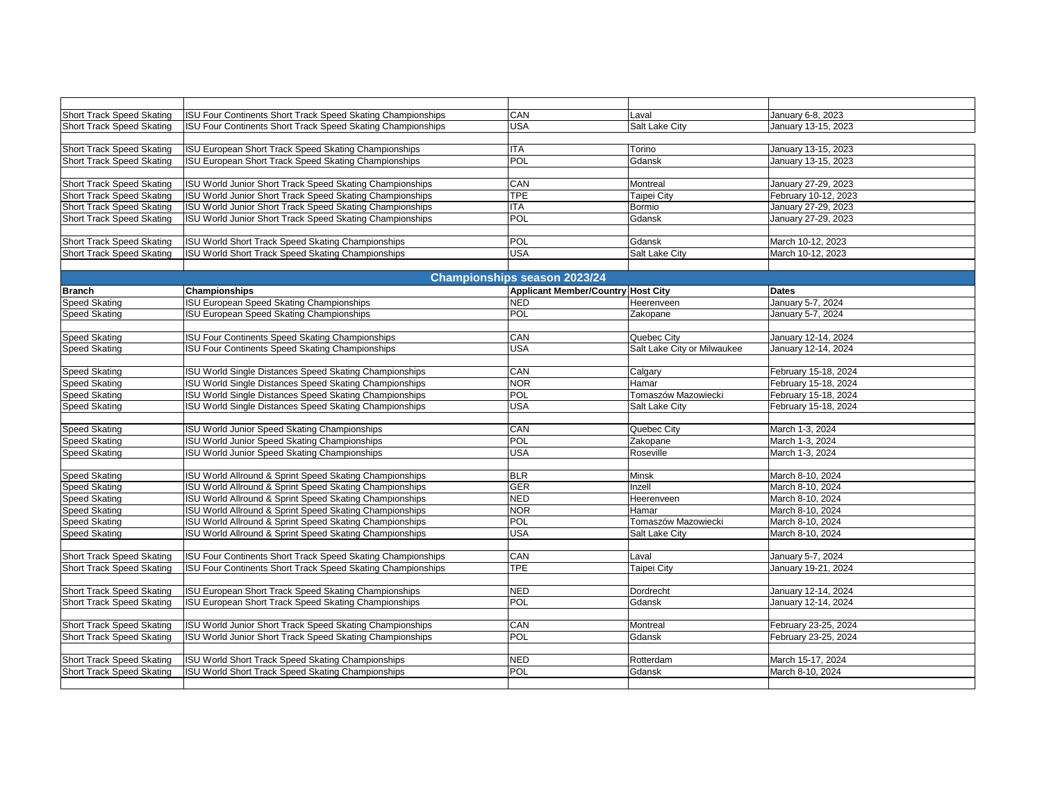| | | | | |
|---|---|---|---|---|
| Short Track Speed Skating | ISU Four Continents Short Track Speed Skating Championships | CAN | Laval | January 6-8, 2023 |
| Short Track Speed Skating | ISU Four Continents Short Track Speed Skating Championships | USA | Salt Lake City | January 13-15, 2023 |
| | | | | |
| Short Track Speed Skating | ISU European Short Track Speed Skating Championships | ITA | Torino | January 13-15, 2023 |
| Short Track Speed Skating | ISU European Short Track Speed Skating Championships | POL | Gdansk | January 13-15, 2023 |
| | | | | |
| Short Track Speed Skating | ISU World Junior Short Track Speed Skating Championships | CAN | Montreal | January 27-29, 2023 |
| Short Track Speed Skating | ISU World Junior Short Track Speed Skating Championships | TPE | Taipei City | February 10-12, 2023 |
| Short Track Speed Skating | ISU World Junior Short Track Speed Skating Championships | ITA | Bormio | January 27-29, 2023 |
| Short Track Speed Skating | ISU World Junior Short Track Speed Skating Championships | POL | Gdansk | January 27-29, 2023 |
| | | | | |
| Short Track Speed Skating | ISU World Short Track Speed Skating Championships | POL | Gdansk | March 10-12, 2023 |
| Short Track Speed Skating | ISU World Short Track Speed Skating Championships | USA | Salt Lake City | March 10-12, 2023 |

## Championships season 2023/24

| Branch | Championships | Applicant Member/Country | Host City | Dates |
|---|---|---|---|---|
| Speed Skating | ISU European Speed Skating Championships | NED | Heerenveen | January 5-7, 2024 |
| Speed Skating | ISU European Speed Skating Championships | POL | Zakopane | January 5-7, 2024 |
| | | | | |
| Speed Skating | ISU Four Continents Speed Skating Championships | CAN | Quebec City | January 12-14, 2024 |
| Speed Skating | ISU Four Continents Speed Skating Championships | USA | Salt Lake City or Milwaukee | January 12-14, 2024 |
| | | | | |
| Speed Skating | ISU World Single Distances Speed Skating Championships | CAN | Calgary | February 15-18, 2024 |
| Speed Skating | ISU World Single Distances Speed Skating Championships | NOR | Hamar | February 15-18, 2024 |
| Speed Skating | ISU World Single Distances Speed Skating Championships | POL | Tomaszów Mazowiecki | February 15-18, 2024 |
| Speed Skating | ISU World Single Distances Speed Skating Championships | USA | Salt Lake City | February 15-18, 2024 |
| | | | | |
| Speed Skating | ISU World Junior Speed Skating Championships | CAN | Quebec City | March 1-3, 2024 |
| Speed Skating | ISU World Junior Speed Skating Championships | POL | Zakopane | March 1-3, 2024 |
| Speed Skating | ISU World Junior Speed Skating Championships | USA | Roseville | March 1-3, 2024 |
| | | | | |
| Speed Skating | ISU World Allround & Sprint Speed Skating Championships | BLR | Minsk | March 8-10, 2024 |
| Speed Skating | ISU World Allround & Sprint Speed Skating Championships | GER | Inzell | March 8-10, 2024 |
| Speed Skating | ISU World Allround & Sprint Speed Skating Championships | NED | Heerenveen | March 8-10, 2024 |
| Speed Skating | ISU World Allround & Sprint Speed Skating Championships | NOR | Hamar | March 8-10, 2024 |
| Speed Skating | ISU World Allround & Sprint Speed Skating Championships | POL | Tomaszów Mazowiecki | March 8-10, 2024 |
| Speed Skating | ISU World Allround & Sprint Speed Skating Championships | USA | Salt Lake City | March 8-10, 2024 |
| | | | | |
| Short Track Speed Skating | ISU Four Continents Short Track Speed Skating Championships | CAN | Laval | January 5-7, 2024 |
| Short Track Speed Skating | ISU Four Continents Short Track Speed Skating Championships | TPE | Taipei City | January 19-21, 2024 |
| | | | | |
| Short Track Speed Skating | ISU European Short Track Speed Skating Championships | NED | Dordrecht | January 12-14, 2024 |
| Short Track Speed Skating | ISU European Short Track Speed Skating Championships | POL | Gdansk | January 12-14, 2024 |
| | | | | |
| Short Track Speed Skating | ISU World Junior Short Track Speed Skating Championships | CAN | Montreal | February 23-25, 2024 |
| Short Track Speed Skating | ISU World Junior Short Track Speed Skating Championships | POL | Gdansk | February 23-25, 2024 |
| | | | | |
| Short Track Speed Skating | ISU World Short Track Speed Skating Championships | NED | Rotterdam | March 15-17, 2024 |
| Short Track Speed Skating | ISU World Short Track Speed Skating Championships | POL | Gdansk | March 8-10, 2024 |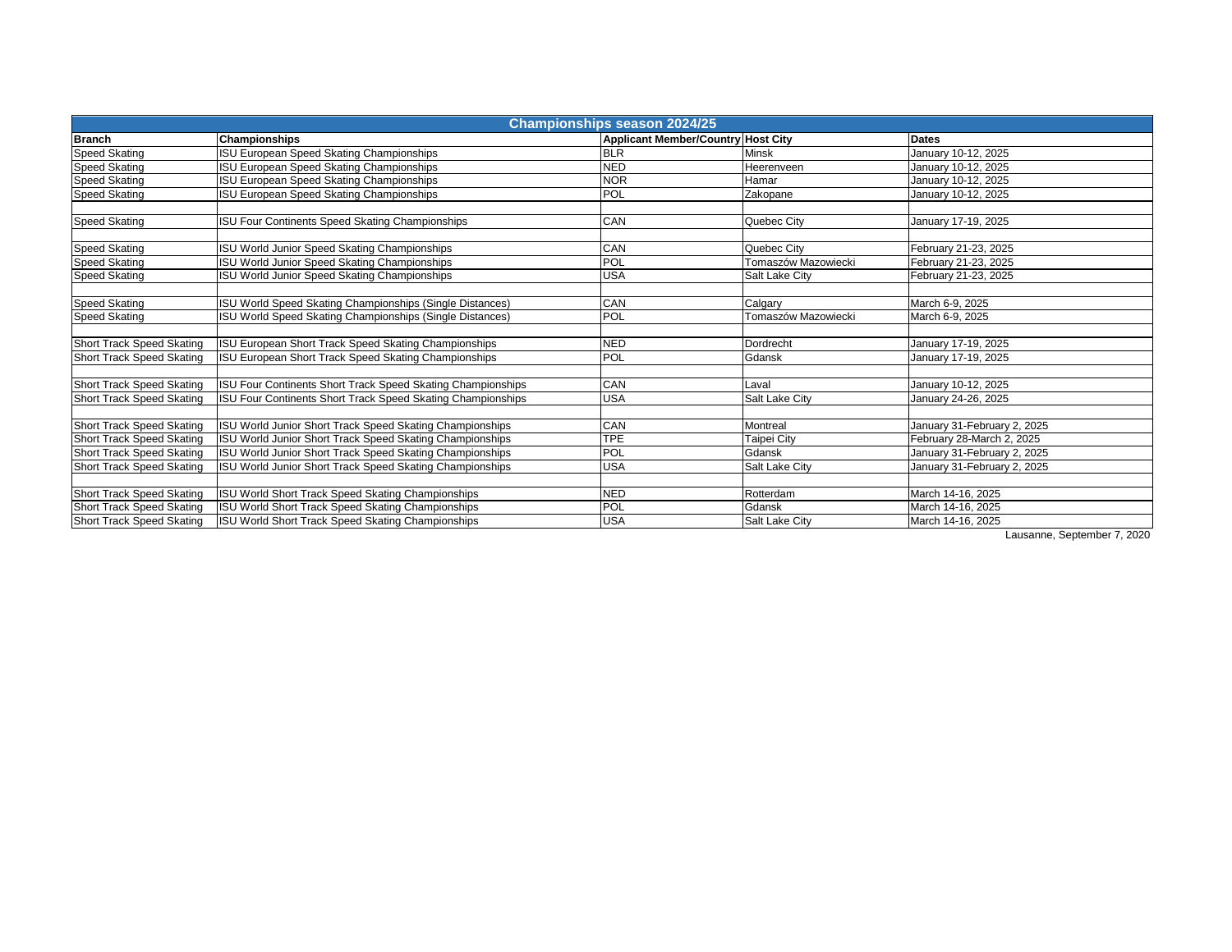| Championships season 2024/25 | | | | |
|---|---|---|---|---|
| **Branch** | **Championships** | **Applicant Member/Country** | **Host City** | **Dates** |
| Speed Skating | ISU European Speed Skating Championships | BLR | Minsk | January 10-12, 2025 |
| Speed Skating | ISU European Speed Skating Championships | NED | Heerenveen | January 10-12, 2025 |
| Speed Skating | ISU European Speed Skating Championships | NOR | Hamar | January 10-12, 2025 |
| Speed Skating | ISU European Speed Skating Championships | POL | Zakopane | January 10-12, 2025 |
| | | | | |
| Speed Skating | ISU Four Continents Speed Skating Championships | CAN | Quebec City | January 17-19, 2025 |
| | | | | |
| Speed Skating | ISU World Junior Speed Skating Championships | CAN | Quebec City | February 21-23, 2025 |
| Speed Skating | ISU World Junior Speed Skating Championships | POL | Tomaszów Mazowiecki | February 21-23, 2025 |
| Speed Skating | ISU World Junior Speed Skating Championships | USA | Salt Lake City | February 21-23, 2025 |
| | | | | |
| Speed Skating | ISU World Speed Skating Championships (Single Distances) | CAN | Calgary | March 6-9, 2025 |
| Speed Skating | ISU World Speed Skating Championships (Single Distances) | POL | Tomaszów Mazowiecki | March 6-9, 2025 |
| | | | | |
| Short Track Speed Skating | ISU European Short Track Speed Skating Championships | NED | Dordrecht | January 17-19, 2025 |
| Short Track Speed Skating | ISU European Short Track Speed Skating Championships | POL | Gdansk | January 17-19, 2025 |
| | | | | |
| Short Track Speed Skating | ISU Four Continents Short Track Speed Skating Championships | CAN | Laval | January 10-12, 2025 |
| Short Track Speed Skating | ISU Four Continents Short Track Speed Skating Championships | USA | Salt Lake City | January 24-26, 2025 |
| | | | | |
| Short Track Speed Skating | ISU World Junior Short Track Speed Skating Championships | CAN | Montreal | January 31-February 2, 2025 |
| Short Track Speed Skating | ISU World Junior Short Track Speed Skating Championships | TPE | Taipei City | February 28-March 2, 2025 |
| Short Track Speed Skating | ISU World Junior Short Track Speed Skating Championships | POL | Gdansk | January 31-February 2, 2025 |
| Short Track Speed Skating | ISU World Junior Short Track Speed Skating Championships | USA | Salt Lake City | January 31-February 2, 2025 |
| | | | | |
| Short Track Speed Skating | ISU World Short Track Speed Skating Championships | NED | Rotterdam | March 14-16, 2025 |
| Short Track Speed Skating | ISU World Short Track Speed Skating Championships | POL | Gdansk | March 14-16, 2025 |
| Short Track Speed Skating | ISU World Short Track Speed Skating Championships | USA | Salt Lake City | March 14-16, 2025 |

Lausanne, September 7, 2020